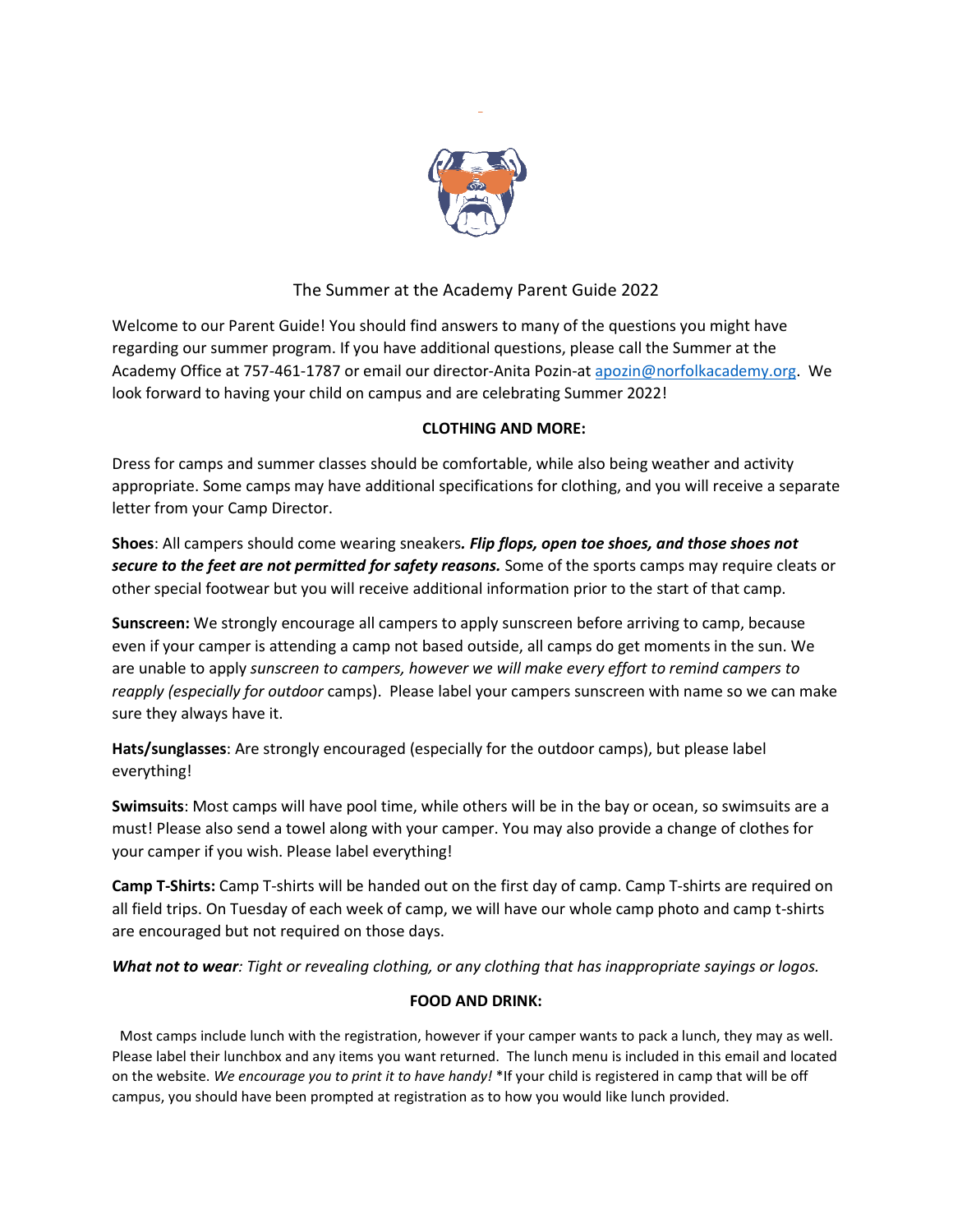# The Summer at the Academy Parent Guide 2022

Welcome to our Parent Guide! You should find answers to many of the questions you might have regarding our summer program. If you have additional questions, please call the Summer at the Academy Office at 757-461-1787 or email our director-Anita Pozin-at apozin@norfolkacademy.org. We look forward to having your child on campus and are celebrating Summer 2022!

## CLOTHING AND MORE:

Dress for camps and summer classes should be comfortable, while also being weather and activity appropriate. Some camps may have additional specifications for clothing, and you will receive a separate letter from your Camp Director.

**Shoes**: All campers should come wearing sneakers***. Flip flops, open toe shoes, and those shoes not secure to the feet are not permitted for safety reasons.*** Some of the sports camps may require cleats or other special footwear but you will receive additional information prior to the start of that camp.

**Sunscreen:** We strongly encourage all campers to apply sunscreen before arriving to camp, because even if your camper is attending a camp not based outside, all camps do get moments in the sun. We are unable to apply *sunscreen to campers, however we will make every effort to remind campers to reapply (especially for outdoor* camps). Please label your campers sunscreen with name so we can make sure they always have it.

**Hats/sunglasses**: Are strongly encouraged (especially for the outdoor camps), but please label everything!

**Swimsuits**: Most camps will have pool time, while others will be in the bay or ocean, so swimsuits are a must! Please also send a towel along with your camper. You may also provide a change of clothes for your camper if you wish. Please label everything!

**Camp T-Shirts:** Camp T-shirts will be handed out on the first day of camp. Camp T-shirts are required on all field trips. On Tuesday of each week of camp, we will have our whole camp photo and camp t-shirts are encouraged but not required on those days.

***What not to wear****: Tight or revealing clothing, or any clothing that has inappropriate sayings or logos.*

## FOOD AND DRINK:

Most camps include lunch with the registration, however if your camper wants to pack a lunch, they may as well. Please label their lunchbox and any items you want returned. The lunch menu is included in this email and located on the website. *We encourage you to print it to have handy!* *If your child is registered in camp that will be off campus, you should have been prompted at registration as to how you would like lunch provided.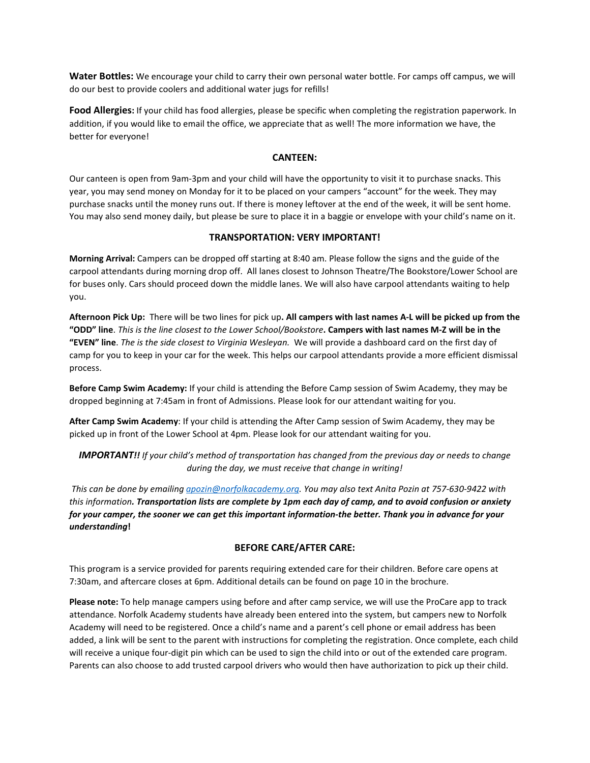**Water Bottles:** We encourage your child to carry their own personal water bottle. For camps off campus, we will do our best to provide coolers and additional water jugs for refills!

**Food Allergies:** If your child has food allergies, please be specific when completing the registration paperwork. In addition, if you would like to email the office, we appreciate that as well! The more information we have, the better for everyone!

## CANTEEN:

Our canteen is open from 9am-3pm and your child will have the opportunity to visit it to purchase snacks. This year, you may send money on Monday for it to be placed on your campers "account" for the week. They may purchase snacks until the money runs out. If there is money leftover at the end of the week, it will be sent home. You may also send money daily, but please be sure to place it in a baggie or envelope with your child's name on it.

## TRANSPORTATION: VERY IMPORTANT!

**Morning Arrival:** Campers can be dropped off starting at 8:40 am. Please follow the signs and the guide of the carpool attendants during morning drop off. All lanes closest to Johnson Theatre/The Bookstore/Lower School are for buses only. Cars should proceed down the middle lanes. We will also have carpool attendants waiting to help you.

**Afternoon Pick Up:** There will be two lines for pick up**. All campers with last names A-L will be picked up from the "ODD" line**. *This is the line closest to the Lower School/Bookstore***. Campers with last names M-Z will be in the "EVEN" line**. *The is the side closest to Virginia Wesleyan.* We will provide a dashboard card on the first day of camp for you to keep in your car for the week. This helps our carpool attendants provide a more efficient dismissal process.

**Before Camp Swim Academy:** If your child is attending the Before Camp session of Swim Academy, they may be dropped beginning at 7:45am in front of Admissions. Please look for our attendant waiting for you.

**After Camp Swim Academy**: If your child is attending the After Camp session of Swim Academy, they may be picked up in front of the Lower School at 4pm. Please look for our attendant waiting for you.

***IMPORTANT!!*** *If your child's method of transportation has changed from the previous day or needs to change during the day, we must receive that change in writing!*

*This can be done by emailing [apozin@norfolkacademy.org](mailto:apozin@norfolkacademy.org). You may also text Anita Pozin at 757-630-9422 with this information**. Transportation lists are complete by 1pm each day of camp, and to avoid confusion or anxiety for your camper, the sooner we can get this important information-the better. Thank you in advance for your understanding***!**

## BEFORE CARE/AFTER CARE:

This program is a service provided for parents requiring extended care for their children. Before care opens at 7:30am, and aftercare closes at 6pm. Additional details can be found on page 10 in the brochure.

**Please note:** To help manage campers using before and after camp service, we will use the ProCare app to track attendance. Norfolk Academy students have already been entered into the system, but campers new to Norfolk Academy will need to be registered. Once a child's name and a parent's cell phone or email address has been added, a link will be sent to the parent with instructions for completing the registration. Once complete, each child will receive a unique four-digit pin which can be used to sign the child into or out of the extended care program. Parents can also choose to add trusted carpool drivers who would then have authorization to pick up their child.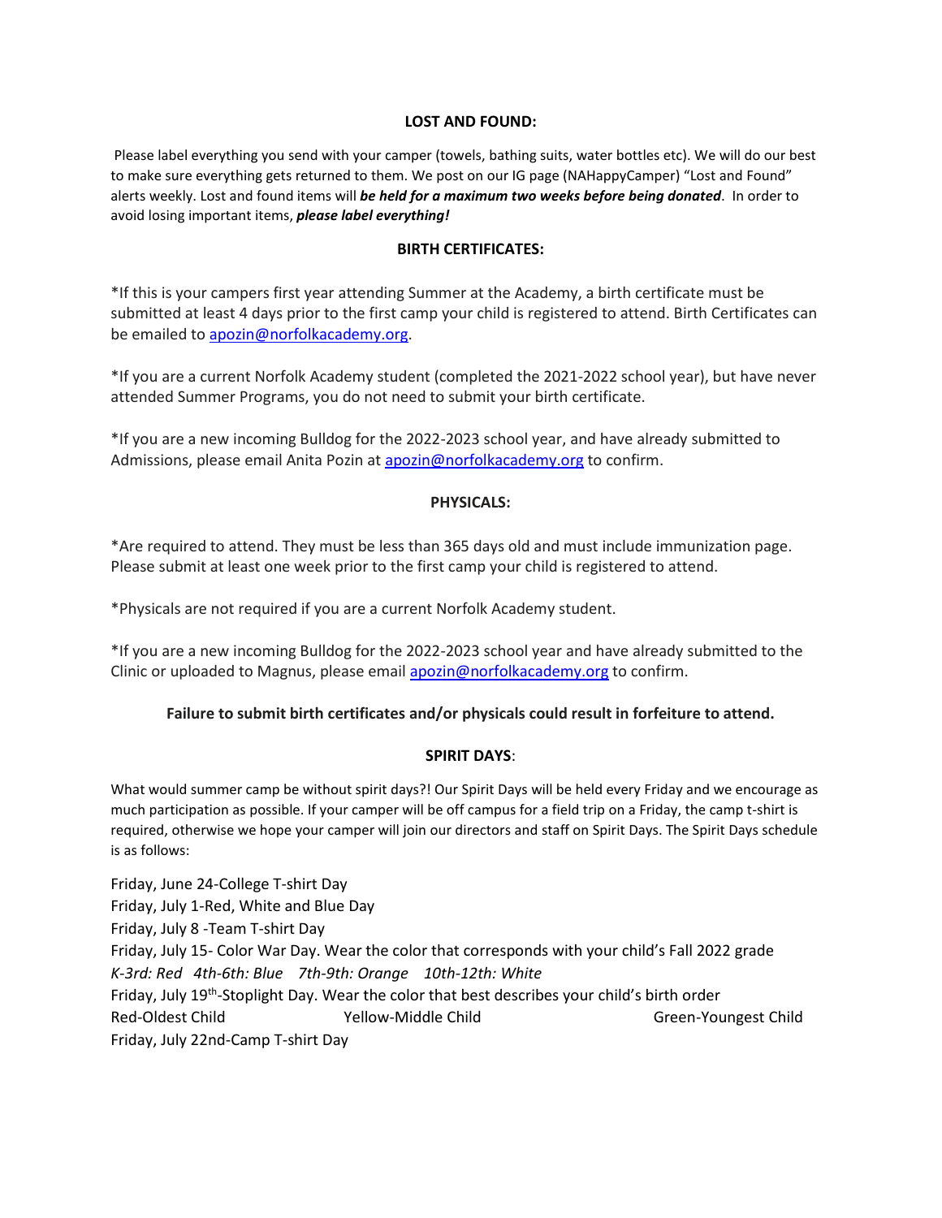**LOST AND FOUND:**

Please label everything you send with your camper (towels, bathing suits, water bottles etc). We will do our best to make sure everything gets returned to them. We post on our IG page (NAHappyCamper) "Lost and Found" alerts weekly. Lost and found items will ***be held for a maximum two weeks before being donated***. In order to avoid losing important items, ***please label everything!***

**BIRTH CERTIFICATES:**

*If this is your campers first year attending Summer at the Academy, a birth certificate must be submitted at least 4 days prior to the first camp your child is registered to attend. Birth Certificates can be emailed to apozin@norfolkacademy.org.

*If you are a current Norfolk Academy student (completed the 2021-2022 school year), but have never attended Summer Programs, you do not need to submit your birth certificate.

*If you are a new incoming Bulldog for the 2022-2023 school year, and have already submitted to Admissions, please email Anita Pozin at apozin@norfolkacademy.org to confirm.

**PHYSICALS:**

*Are required to attend. They must be less than 365 days old and must include immunization page. Please submit at least one week prior to the first camp your child is registered to attend.

*Physicals are not required if you are a current Norfolk Academy student.

*If you are a new incoming Bulldog for the 2022-2023 school year and have already submitted to the Clinic or uploaded to Magnus, please email apozin@norfolkacademy.org to confirm.

**Failure to submit birth certificates and/or physicals could result in forfeiture to attend.**

**SPIRIT DAYS**:

What would summer camp be without spirit days?! Our Spirit Days will be held every Friday and we encourage as much participation as possible. If your camper will be off campus for a field trip on a Friday, the camp t-shirt is required, otherwise we hope your camper will join our directors and staff on Spirit Days. The Spirit Days schedule is as follows:

Friday, June 24-College T-shirt Day
Friday, July 1-Red, White and Blue Day
Friday, July 8 -Team T-shirt Day
Friday, July 15- Color War Day. Wear the color that corresponds with your child's Fall 2022 grade
*K-3rd: Red 4th-6th: Blue 7th-9th: Orange 10th-12th: White*
Friday, July 19th-Stoplight Day. Wear the color that best describes your child's birth order
Red-Oldest Child Yellow-Middle Child Green-Youngest Child
Friday, July 22nd-Camp T-shirt Day